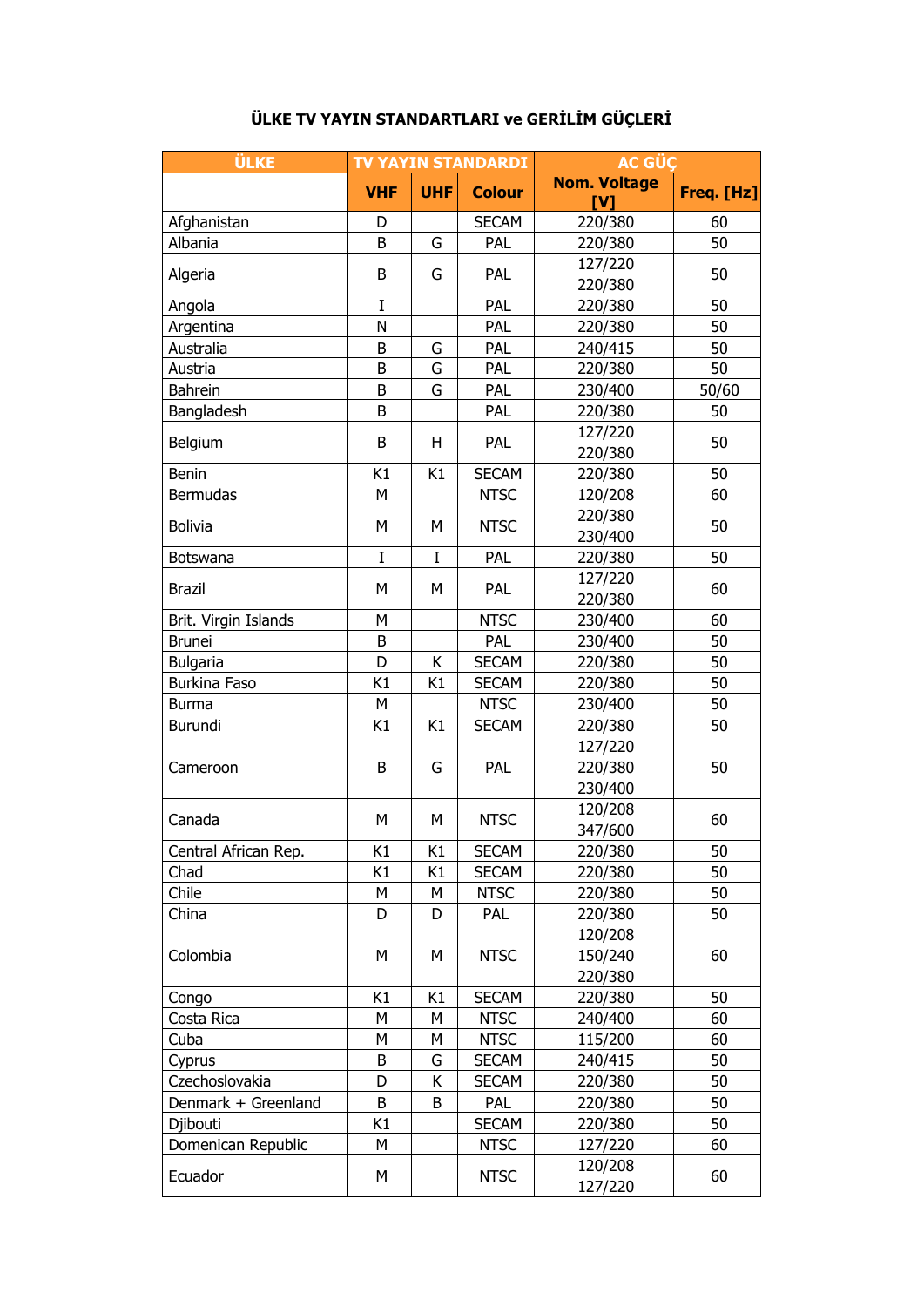# ÜLKE TV YAYIN STANDARTLARI ve GERİLİM GÜÇLERİ

| ÜLKE | TV YAYIN STANDARDI | | | AC GÜÇ | |
|---|---|---|---|---|---|
| | VHF | UHF | Colour | Nom. Voltage [V] | Freq. [Hz] |
| Afghanistan | D | | SECAM | 220/380 | 60 |
| Albania | B | G | PAL | 220/380 | 50 |
| Algeria | B | G | PAL | 127/220 220/380 | 50 |
| Angola | I | | PAL | 220/380 | 50 |
| Argentina | N | | PAL | 220/380 | 50 |
| Australia | B | G | PAL | 240/415 | 50 |
| Austria | B | G | PAL | 220/380 | 50 |
| Bahrein | B | G | PAL | 230/400 | 50/60 |
| Bangladesh | B | | PAL | 220/380 | 50 |
| Belgium | B | H | PAL | 127/220 220/380 | 50 |
| Benin | K1 | K1 | SECAM | 220/380 | 50 |
| Bermudas | M | | NTSC | 120/208 | 60 |
| Bolivia | M | M | NTSC | 220/380 230/400 | 50 |
| Botswana | I | I | PAL | 220/380 | 50 |
| Brazil | M | M | PAL | 127/220 220/380 | 60 |
| Brit. Virgin Islands | M | | NTSC | 230/400 | 60 |
| Brunei | B | | PAL | 230/400 | 50 |
| Bulgaria | D | K | SECAM | 220/380 | 50 |
| Burkina Faso | K1 | K1 | SECAM | 220/380 | 50 |
| Burma | M | | NTSC | 230/400 | 50 |
| Burundi | K1 | K1 | SECAM | 220/380 | 50 |
| Cameroon | B | G | PAL | 127/220 220/380 230/400 | 50 |
| Canada | M | M | NTSC | 120/208 347/600 | 60 |
| Central African Rep. | K1 | K1 | SECAM | 220/380 | 50 |
| Chad | K1 | K1 | SECAM | 220/380 | 50 |
| Chile | M | M | NTSC | 220/380 | 50 |
| China | D | D | PAL | 220/380 | 50 |
| Colombia | M | M | NTSC | 120/208 150/240 220/380 | 60 |
| Congo | K1 | K1 | SECAM | 220/380 | 50 |
| Costa Rica | M | M | NTSC | 240/400 | 60 |
| Cuba | M | M | NTSC | 115/200 | 60 |
| Cyprus | B | G | SECAM | 240/415 | 50 |
| Czechoslovakia | D | K | SECAM | 220/380 | 50 |
| Denmark + Greenland | B | B | PAL | 220/380 | 50 |
| Djibouti | K1 | | SECAM | 220/380 | 50 |
| Domenican Republic | M | | NTSC | 127/220 | 60 |
| Ecuador | M | | NTSC | 120/208 127/220 | 60 |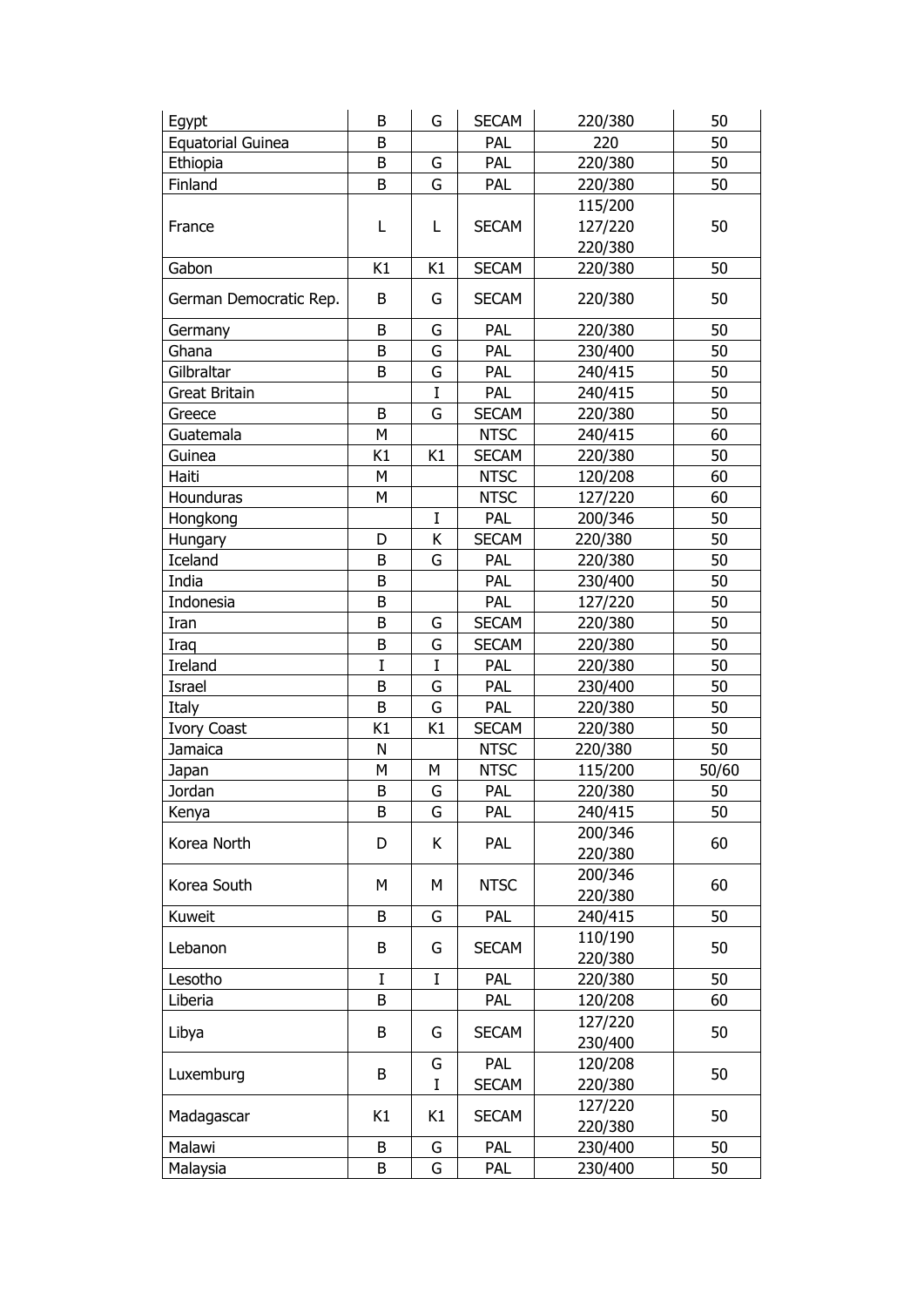| Egypt | B | G | SECAM | 220/380 | 50 |
|---|---|---|---|---|---|
| Equatorial Guinea | B | | PAL | 220 | 50 |
| Ethiopia | B | G | PAL | 220/380 | 50 |
| Finland | B | G | PAL | 220/380 | 50 |
| France | L | L | SECAM | 115/200 127/220 220/380 | 50 |
| Gabon | K1 | K1 | SECAM | 220/380 | 50 |
| German Democratic Rep. | B | G | SECAM | 220/380 | 50 |
| Germany | B | G | PAL | 220/380 | 50 |
| Ghana | B | G | PAL | 230/400 | 50 |
| Gilbraltar | B | G | PAL | 240/415 | 50 |
| Great Britain | | I | PAL | 240/415 | 50 |
| Greece | B | G | SECAM | 220/380 | 50 |
| Guatemala | M | | NTSC | 240/415 | 60 |
| Guinea | K1 | K1 | SECAM | 220/380 | 50 |
| Haiti | M | | NTSC | 120/208 | 60 |
| Hounduras | M | | NTSC | 127/220 | 60 |
| Hongkong | | I | PAL | 200/346 | 50 |
| Hungary | D | K | SECAM | 220/380 | 50 |
| Iceland | B | G | PAL | 220/380 | 50 |
| India | B | | PAL | 230/400 | 50 |
| Indonesia | B | | PAL | 127/220 | 50 |
| Iran | B | G | SECAM | 220/380 | 50 |
| Iraq | B | G | SECAM | 220/380 | 50 |
| Ireland | I | I | PAL | 220/380 | 50 |
| Israel | B | G | PAL | 230/400 | 50 |
| Italy | B | G | PAL | 220/380 | 50 |
| Ivory Coast | K1 | K1 | SECAM | 220/380 | 50 |
| Jamaica | N | | NTSC | 220/380 | 50 |
| Japan | M | M | NTSC | 115/200 | 50/60 |
| Jordan | B | G | PAL | 220/380 | 50 |
| Kenya | B | G | PAL | 240/415 | 50 |
| Korea North | D | K | PAL | 200/346 220/380 | 60 |
| Korea South | M | M | NTSC | 200/346 220/380 | 60 |
| Kuweit | B | G | PAL | 240/415 | 50 |
| Lebanon | B | G | SECAM | 110/190 220/380 | 50 |
| Lesotho | I | I | PAL | 220/380 | 50 |
| Liberia | B | | PAL | 120/208 | 60 |
| Libya | B | G | SECAM | 127/220 230/400 | 50 |
| Luxemburg | B | G I | PAL SECAM | 120/208 220/380 | 50 |
| Madagascar | K1 | K1 | SECAM | 127/220 220/380 | 50 |
| Malawi | B | G | PAL | 230/400 | 50 |
| Malaysia | B | G | PAL | 230/400 | 50 |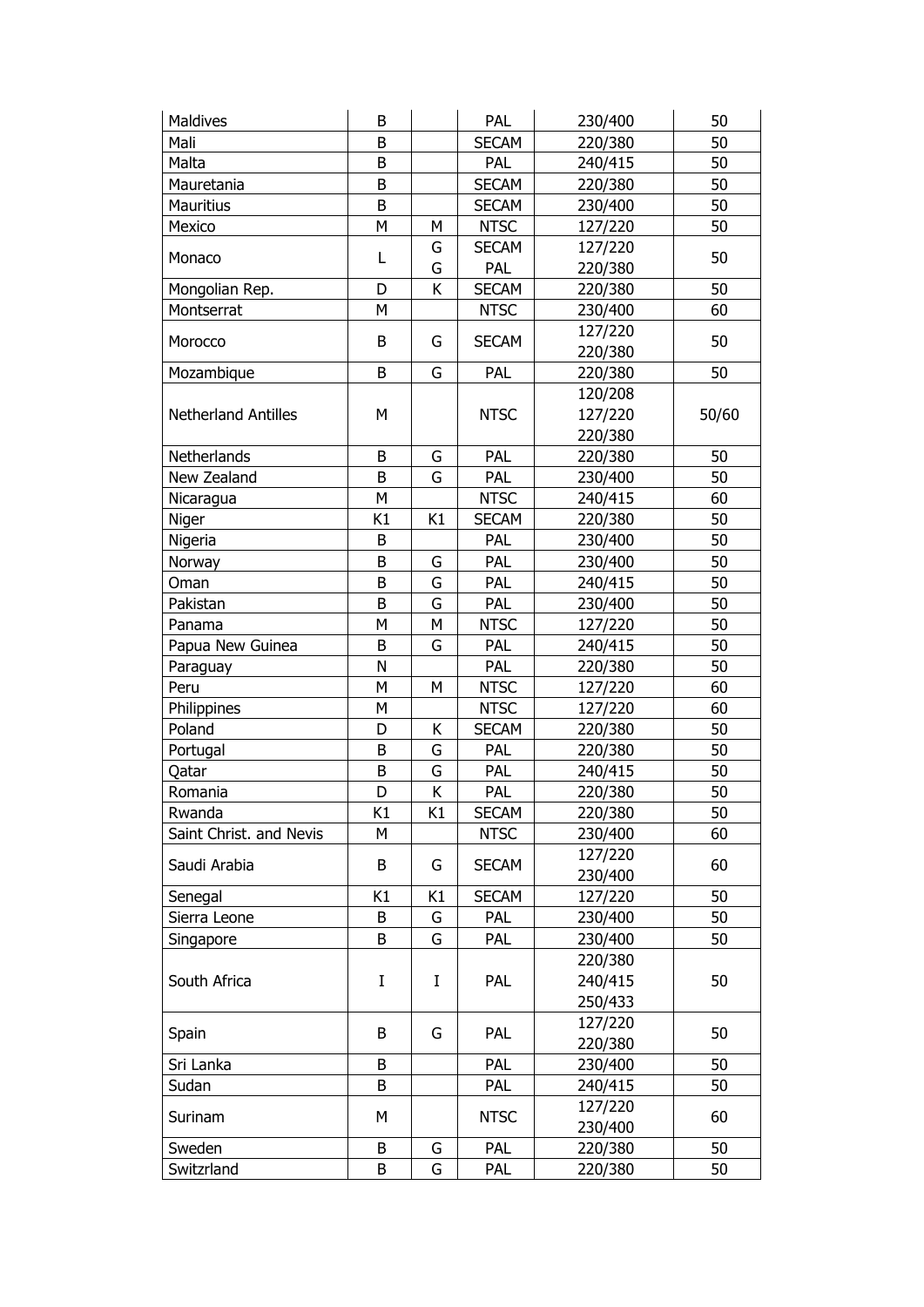| | | | | | |
|---|---|---|---|---|---|
| Maldives | B | | PAL | 230/400 | 50 |
| Mali | B | | SECAM | 220/380 | 50 |
| Malta | B | | PAL | 240/415 | 50 |
| Mauretania | B | | SECAM | 220/380 | 50 |
| Mauritius | B | | SECAM | 230/400 | 50 |
| Mexico | M | M | NTSC | 127/220 | 50 |
| Monaco | L | G<br>G | SECAM<br>PAL | 127/220<br>220/380 | 50 |
| Mongolian Rep. | D | K | SECAM | 220/380 | 50 |
| Montserrat | M | | NTSC | 230/400 | 60 |
| Morocco | B | G | SECAM | 127/220<br>220/380 | 50 |
| Mozambique | B | G | PAL | 220/380 | 50 |
| Netherland Antilles | M | | NTSC | 120/208<br>127/220<br>220/380 | 50/60 |
| Netherlands | B | G | PAL | 220/380 | 50 |
| New Zealand | B | G | PAL | 230/400 | 50 |
| Nicaragua | M | | NTSC | 240/415 | 60 |
| Niger | K1 | K1 | SECAM | 220/380 | 50 |
| Nigeria | B | | PAL | 230/400 | 50 |
| Norway | B | G | PAL | 230/400 | 50 |
| Oman | B | G | PAL | 240/415 | 50 |
| Pakistan | B | G | PAL | 230/400 | 50 |
| Panama | M | M | NTSC | 127/220 | 50 |
| Papua New Guinea | B | G | PAL | 240/415 | 50 |
| Paraguay | N | | PAL | 220/380 | 50 |
| Peru | M | M | NTSC | 127/220 | 60 |
| Philippines | M | | NTSC | 127/220 | 60 |
| Poland | D | K | SECAM | 220/380 | 50 |
| Portugal | B | G | PAL | 220/380 | 50 |
| Qatar | B | G | PAL | 240/415 | 50 |
| Romania | D | K | PAL | 220/380 | 50 |
| Rwanda | K1 | K1 | SECAM | 220/380 | 50 |
| Saint Christ. and Nevis | M | | NTSC | 230/400 | 60 |
| Saudi Arabia | B | G | SECAM | 127/220<br>230/400 | 60 |
| Senegal | K1 | K1 | SECAM | 127/220 | 50 |
| Sierra Leone | B | G | PAL | 230/400 | 50 |
| Singapore | B | G | PAL | 230/400 | 50 |
| South Africa | I | I | PAL | 220/380<br>240/415<br>250/433 | 50 |
| Spain | B | G | PAL | 127/220<br>220/380 | 50 |
| Sri Lanka | B | | PAL | 230/400 | 50 |
| Sudan | B | | PAL | 240/415 | 50 |
| Surinam | M | | NTSC | 127/220<br>230/400 | 60 |
| Sweden | B | G | PAL | 220/380 | 50 |
| Switzrland | B | G | PAL | 220/380 | 50 |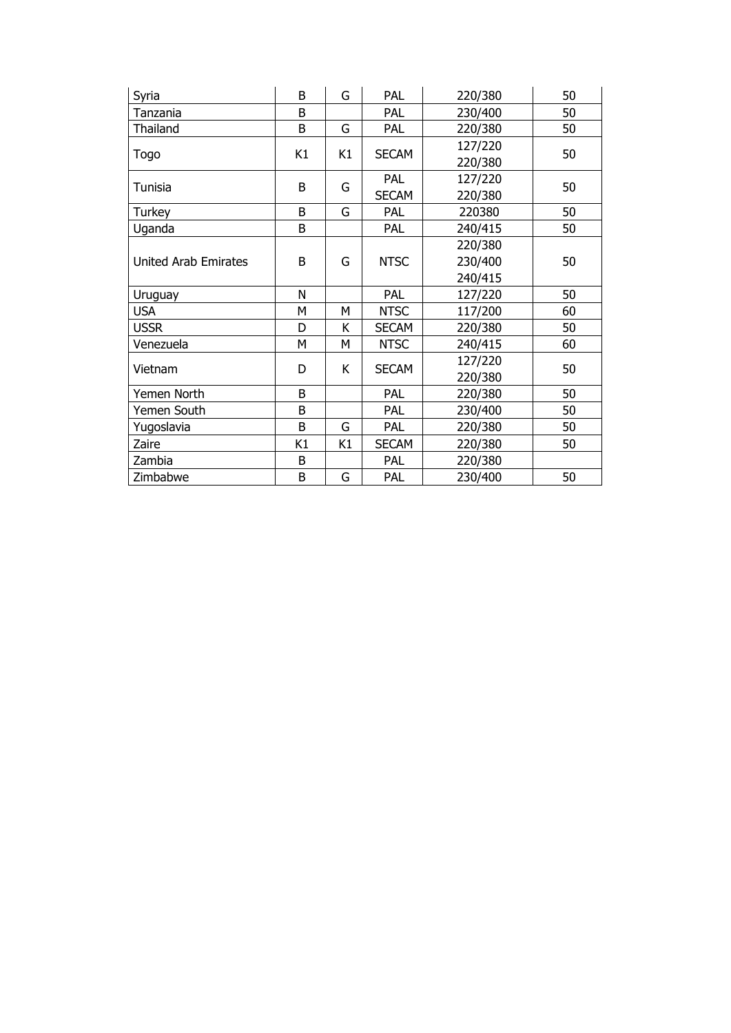| | | | | | |
|---|---|---|---|---|---|
| Syria | B | G | PAL | 220/380 | 50 |
| Tanzania | B | | PAL | 230/400 | 50 |
| Thailand | B | G | PAL | 220/380 | 50 |
| Togo | K1 | K1 | SECAM | 127/220<br>220/380 | 50 |
| Tunisia | B | G | PAL<br>SECAM | 127/220<br>220/380 | 50 |
| Turkey | B | G | PAL | 220380 | 50 |
| Uganda | B | | PAL | 240/415 | 50 |
| United Arab Emirates | B | G | NTSC | 220/380<br>230/400<br>240/415 | 50 |
| Uruguay | N | | PAL | 127/220 | 50 |
| USA | M | M | NTSC | 117/200 | 60 |
| USSR | D | K | SECAM | 220/380 | 50 |
| Venezuela | M | M | NTSC | 240/415 | 60 |
| Vietnam | D | K | SECAM | 127/220<br>220/380 | 50 |
| Yemen North | B | | PAL | 220/380 | 50 |
| Yemen South | B | | PAL | 230/400 | 50 |
| Yugoslavia | B | G | PAL | 220/380 | 50 |
| Zaire | K1 | K1 | SECAM | 220/380 | 50 |
| Zambia | B | | PAL | 220/380 | |
| Zimbabwe | B | G | PAL | 230/400 | 50 |